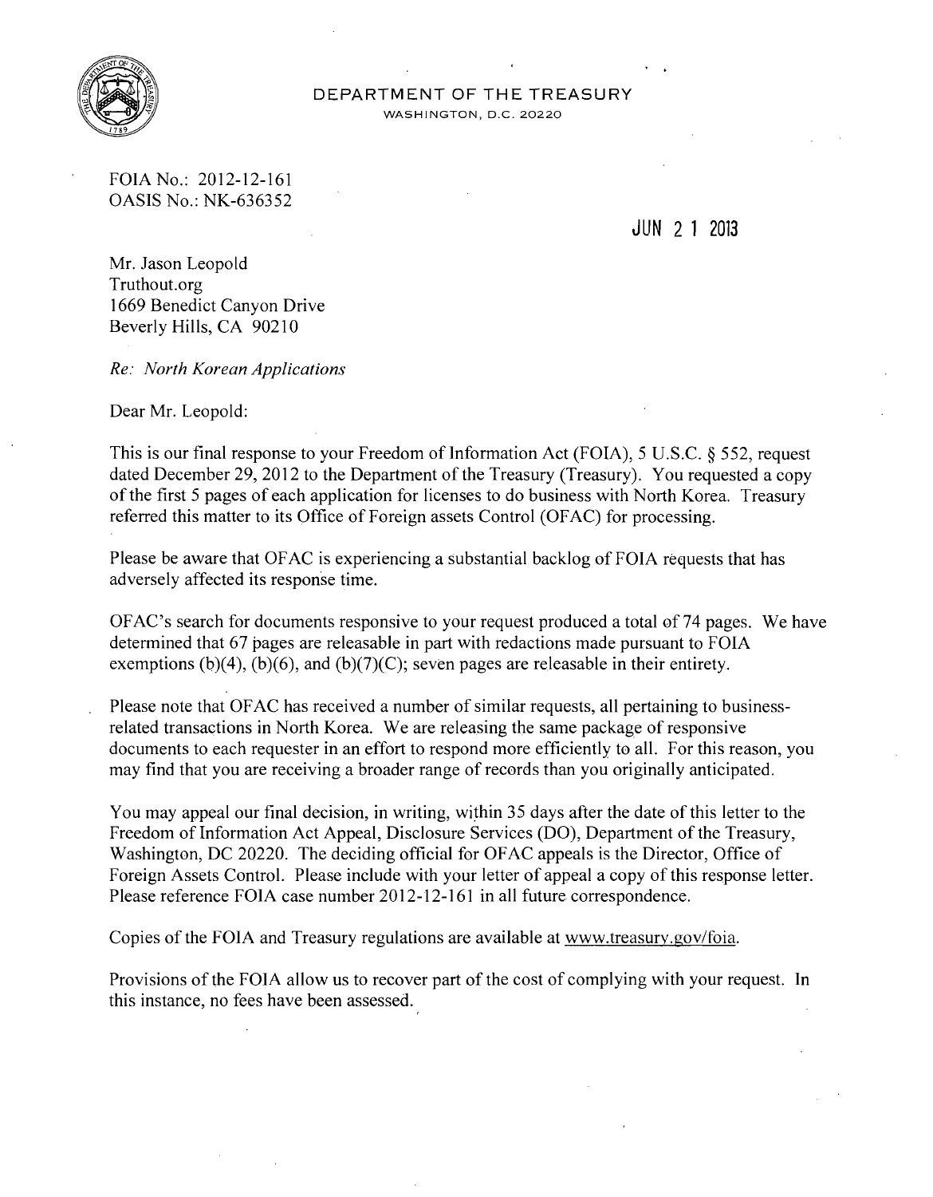DEPARTMENT OF THE TREASURY
WASHINGTON, D.C. 20220

FOIA No.: 2012-12-161
OASIS No.: NK-636352

JUN 21 2013

Mr. Jason Leopold
Truthout.org
1669 Benedict Canyon Drive
Beverly Hills, CA 90210

*Re: North Korean Applications*

Dear Mr. Leopold:

This is our final response to your Freedom of Information Act (FOIA), 5 U.S.C. § 552, request dated December 29, 2012 to the Department of the Treasury (Treasury). You requested a copy of the first 5 pages of each application for licenses to do business with North Korea. Treasury referred this matter to its Office of Foreign assets Control (OFAC) for processing.

Please be aware that OFAC is experiencing a substantial backlog of FOIA requests that has adversely affected its response time.

OFAC's search for documents responsive to your request produced a total of 74 pages. We have determined that 67 pages are releasable in part with redactions made pursuant to FOIA exemptions (b)(4), (b)(6), and (b)(7)(C); seven pages are releasable in their entirety.

Please note that OFAC has received a number of similar requests, all pertaining to business-related transactions in North Korea. We are releasing the same package of responsive documents to each requester in an effort to respond more efficiently to all. For this reason, you may find that you are receiving a broader range of records than you originally anticipated.

You may appeal our final decision, in writing, within 35 days after the date of this letter to the Freedom of Information Act Appeal, Disclosure Services (DO), Department of the Treasury, Washington, DC 20220. The deciding official for OFAC appeals is the Director, Office of Foreign Assets Control. Please include with your letter of appeal a copy of this response letter. Please reference FOIA case number 2012-12-161 in all future correspondence.

Copies of the FOIA and Treasury regulations are available at www.treasury.gov/foia.

Provisions of the FOIA allow us to recover part of the cost of complying with your request. In this instance, no fees have been assessed.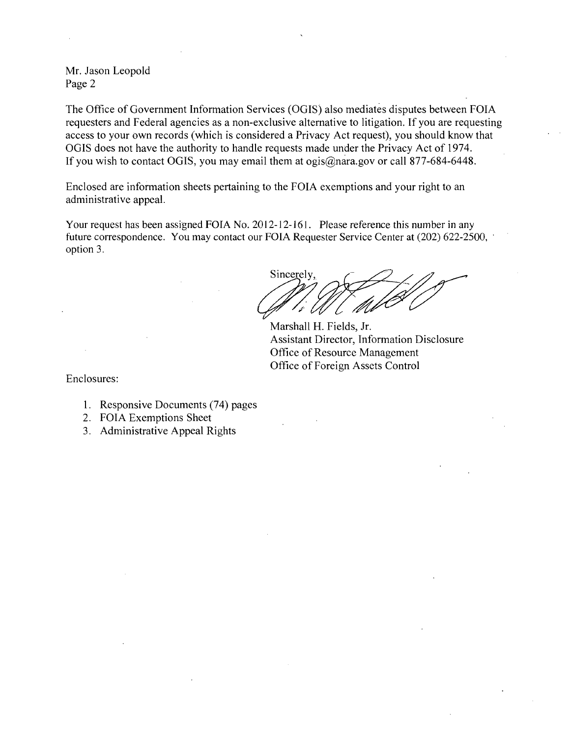Mr. Jason Leopold
Page 2

The Office of Government Information Services (OGIS) also mediates disputes between FOIA requesters and Federal agencies as a non-exclusive alternative to litigation. If you are requesting access to your own records (which is considered a Privacy Act request), you should know that OGIS does not have the authority to handle requests made under the Privacy Act of 1974. If you wish to contact OGIS, you may email them at ogis@nara.gov or call 877-684-6448.

Enclosed are information sheets pertaining to the FOIA exemptions and your right to an administrative appeal.

Your request has been assigned FOIA No. 2012-12-161. Please reference this number in any future correspondence. You may contact our FOIA Requester Service Center at (202) 622-2500, option 3.

Sincerely,

Marshall H. Fields, Jr.
Assistant Director, Information Disclosure
Office of Resource Management
Office of Foreign Assets Control

Enclosures:

1. Responsive Documents (74) pages
2. FOIA Exemptions Sheet
3. Administrative Appeal Rights